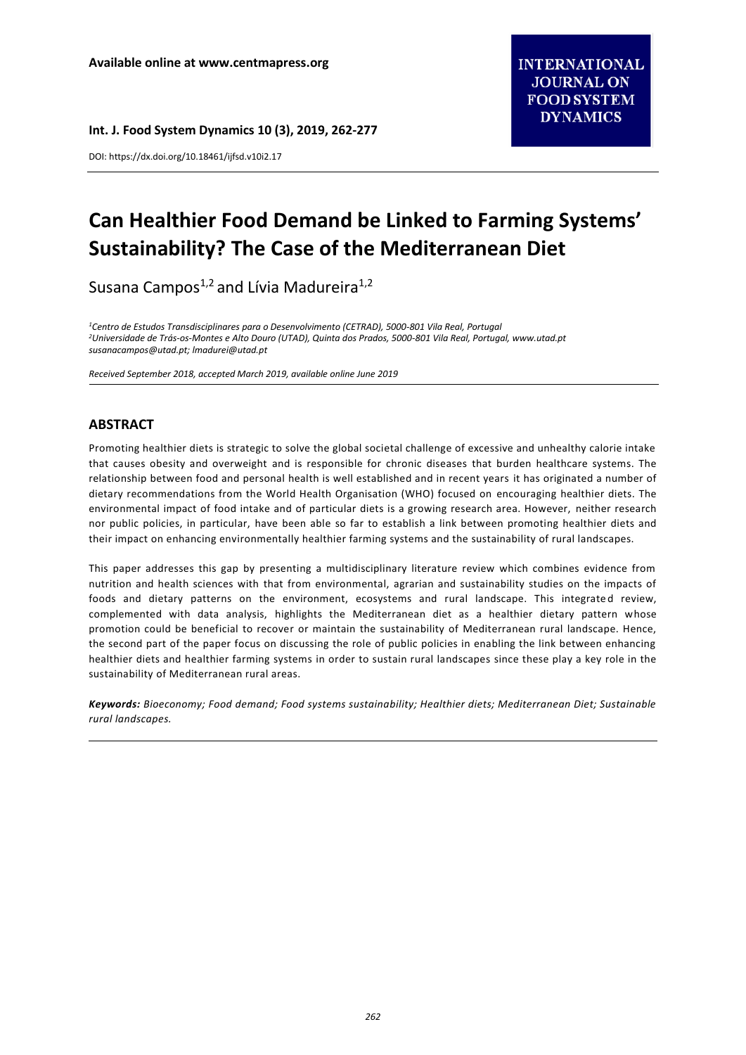**Available online at www.centmapress.org**

**INTERNATIONAL JOURNAL ON FOOD SYSTEM DYNAMICS**

DOI: https://dx.doi.org/10.18461/ijfsd.v10i2.17

# Can Healthier Food Demand be Linked to Farming Systems' Sustainability? The Case of the Mediterranean Diet

Susana Campos[1,2] and Lívia Madureira[1,2]

*[1]Centro de Estudos Transdisciplinares para o Desenvolvimento (CETRAD), 5000-801 Vila Real, Portugal*
*[2]Universidade de Trás-os-Montes e Alto Douro (UTAD), Quinta dos Prados, 5000-801 Vila Real, Portugal, www.utad.pt*
*susanacampos@utad.pt; lmadurei@utad.pt*

*Received September 2018, accepted March 2019, available online June 2019*

## ABSTRACT

Promoting healthier diets is strategic to solve the global societal challenge of excessive and unhealthy calorie intake that causes obesity and overweight and is responsible for chronic diseases that burden healthcare systems. The relationship between food and personal health is well established and in recent years it has originated a number of dietary recommendations from the World Health Organisation (WHO) focused on encouraging healthier diets. The environmental impact of food intake and of particular diets is a growing research area. However, neither research nor public policies, in particular, have been able so far to establish a link between promoting healthier diets and their impact on enhancing environmentally healthier farming systems and the sustainability of rural landscapes.

This paper addresses this gap by presenting a multidisciplinary literature review which combines evidence from nutrition and health sciences with that from environmental, agrarian and sustainability studies on the impacts of foods and dietary patterns on the environment, ecosystems and rural landscape. This integrated review, complemented with data analysis, highlights the Mediterranean diet as a healthier dietary pattern whose promotion could be beneficial to recover or maintain the sustainability of Mediterranean rural landscape. Hence, the second part of the paper focus on discussing the role of public policies in enabling the link between enhancing healthier diets and healthier farming systems in order to sustain rural landscapes since these play a key role in the sustainability of Mediterranean rural areas.

***Keywords:*** *Bioeconomy; Food demand; Food systems sustainability; Healthier diets; Mediterranean Diet; Sustainable rural landscapes.*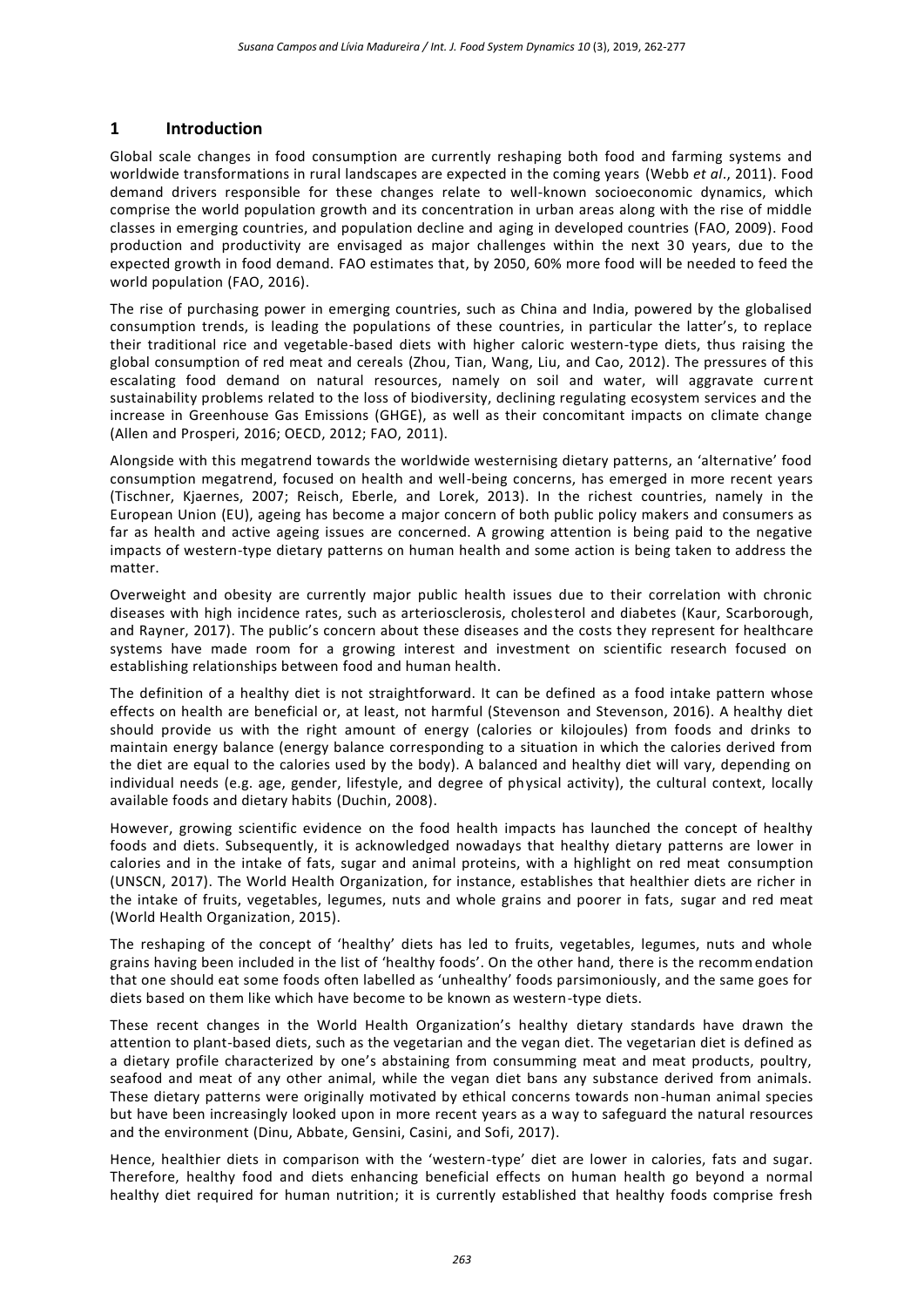## 1 Introduction

Global scale changes in food consumption are currently reshaping both food and farming systems and worldwide transformations in rural landscapes are expected in the coming years (Webb *et al*., 2011). Food demand drivers responsible for these changes relate to well-known socioeconomic dynamics, which comprise the world population growth and its concentration in urban areas along with the rise of middle classes in emerging countries, and population decline and aging in developed countries (FAO, 2009). Food production and productivity are envisaged as major challenges within the next 30 years, due to the expected growth in food demand. FAO estimates that, by 2050, 60% more food will be needed to feed the world population (FAO, 2016).

The rise of purchasing power in emerging countries, such as China and India, powered by the globalised consumption trends, is leading the populations of these countries, in particular the latter's, to replace their traditional rice and vegetable-based diets with higher caloric western-type diets, thus raising the global consumption of red meat and cereals (Zhou, Tian, Wang, Liu, and Cao, 2012). The pressures of this escalating food demand on natural resources, namely on soil and water, will aggravate current sustainability problems related to the loss of biodiversity, declining regulating ecosystem services and the increase in Greenhouse Gas Emissions (GHGE), as well as their concomitant impacts on climate change (Allen and Prosperi, 2016; OECD, 2012; FAO, 2011).

Alongside with this megatrend towards the worldwide westernising dietary patterns, an 'alternative' food consumption megatrend, focused on health and well-being concerns, has emerged in more recent years (Tischner, Kjaernes, 2007; Reisch, Eberle, and Lorek, 2013). In the richest countries, namely in the European Union (EU), ageing has become a major concern of both public policy makers and consumers as far as health and active ageing issues are concerned. A growing attention is being paid to the negative impacts of western-type dietary patterns on human health and some action is being taken to address the matter.

Overweight and obesity are currently major public health issues due to their correlation with chronic diseases with high incidence rates, such as arteriosclerosis, cholesterol and diabetes (Kaur, Scarborough, and Rayner, 2017). The public's concern about these diseases and the costs they represent for healthcare systems have made room for a growing interest and investment on scientific research focused on establishing relationships between food and human health.

The definition of a healthy diet is not straightforward. It can be defined as a food intake pattern whose effects on health are beneficial or, at least, not harmful (Stevenson and Stevenson, 2016). A healthy diet should provide us with the right amount of energy (calories or kilojoules) from foods and drinks to maintain energy balance (energy balance corresponding to a situation in which the calories derived from the diet are equal to the calories used by the body). A balanced and healthy diet will vary, depending on individual needs (e.g. age, gender, lifestyle, and degree of physical activity), the cultural context, locally available foods and dietary habits (Duchin, 2008).

However, growing scientific evidence on the food health impacts has launched the concept of healthy foods and diets. Subsequently, it is acknowledged nowadays that healthy dietary patterns are lower in calories and in the intake of fats, sugar and animal proteins, with a highlight on red meat consumption (UNSCN, 2017). The World Health Organization, for instance, establishes that healthier diets are richer in the intake of fruits, vegetables, legumes, nuts and whole grains and poorer in fats, sugar and red meat (World Health Organization, 2015).

The reshaping of the concept of 'healthy' diets has led to fruits, vegetables, legumes, nuts and whole grains having been included in the list of 'healthy foods'. On the other hand, there is the recommendation that one should eat some foods often labelled as 'unhealthy' foods parsimoniously, and the same goes for diets based on them like which have become to be known as western-type diets.

These recent changes in the World Health Organization's healthy dietary standards have drawn the attention to plant-based diets, such as the vegetarian and the vegan diet. The vegetarian diet is defined as a dietary profile characterized by one's abstaining from consumming meat and meat products, poultry, seafood and meat of any other animal, while the vegan diet bans any substance derived from animals. These dietary patterns were originally motivated by ethical concerns towards non-human animal species but have been increasingly looked upon in more recent years as a way to safeguard the natural resources and the environment (Dinu, Abbate, Gensini, Casini, and Sofi, 2017).

Hence, healthier diets in comparison with the 'western-type' diet are lower in calories, fats and sugar. Therefore, healthy food and diets enhancing beneficial effects on human health go beyond a normal healthy diet required for human nutrition; it is currently established that healthy foods comprise fresh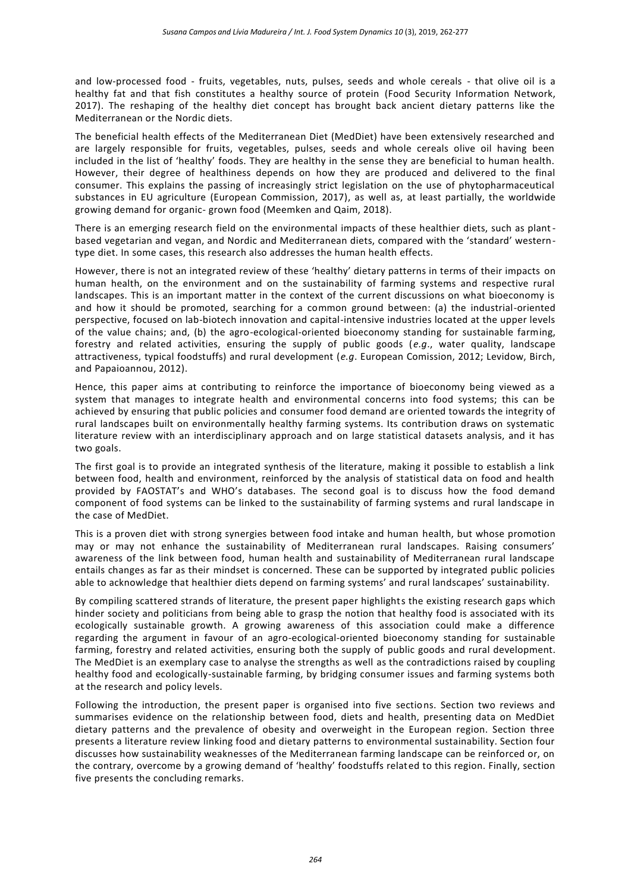and low-processed food - fruits, vegetables, nuts, pulses, seeds and whole cereals - that olive oil is a healthy fat and that fish constitutes a healthy source of protein (Food Security Information Network, 2017). The reshaping of the healthy diet concept has brought back ancient dietary patterns like the Mediterranean or the Nordic diets.

The beneficial health effects of the Mediterranean Diet (MedDiet) have been extensively researched and are largely responsible for fruits, vegetables, pulses, seeds and whole cereals olive oil having been included in the list of 'healthy' foods. They are healthy in the sense they are beneficial to human health. However, their degree of healthiness depends on how they are produced and delivered to the final consumer. This explains the passing of increasingly strict legislation on the use of phytopharmaceutical substances in EU agriculture (European Commission, 2017), as well as, at least partially, the worldwide growing demand for organic- grown food (Meemken and Qaim, 2018).

There is an emerging research field on the environmental impacts of these healthier diets, such as plant-based vegetarian and vegan, and Nordic and Mediterranean diets, compared with the 'standard' western-type diet. In some cases, this research also addresses the human health effects.

However, there is not an integrated review of these 'healthy' dietary patterns in terms of their impacts on human health, on the environment and on the sustainability of farming systems and respective rural landscapes. This is an important matter in the context of the current discussions on what bioeconomy is and how it should be promoted, searching for a common ground between: (a) the industrial-oriented perspective, focused on lab-biotech innovation and capital-intensive industries located at the upper levels of the value chains; and, (b) the agro-ecological-oriented bioeconomy standing for sustainable farming, forestry and related activities, ensuring the supply of public goods (*e.g*., water quality, landscape attractiveness, typical foodstuffs) and rural development (*e.g*. European Comission, 2012; Levidow, Birch, and Papaioannou, 2012).

Hence, this paper aims at contributing to reinforce the importance of bioeconomy being viewed as a system that manages to integrate health and environmental concerns into food systems; this can be achieved by ensuring that public policies and consumer food demand are oriented towards the integrity of rural landscapes built on environmentally healthy farming systems. Its contribution draws on systematic literature review with an interdisciplinary approach and on large statistical datasets analysis, and it has two goals.

The first goal is to provide an integrated synthesis of the literature, making it possible to establish a link between food, health and environment, reinforced by the analysis of statistical data on food and health provided by FAOSTAT's and WHO's databases. The second goal is to discuss how the food demand component of food systems can be linked to the sustainability of farming systems and rural landscape in the case of MedDiet.

This is a proven diet with strong synergies between food intake and human health, but whose promotion may or may not enhance the sustainability of Mediterranean rural landscapes. Raising consumers' awareness of the link between food, human health and sustainability of Mediterranean rural landscape entails changes as far as their mindset is concerned. These can be supported by integrated public policies able to acknowledge that healthier diets depend on farming systems' and rural landscapes' sustainability.

By compiling scattered strands of literature, the present paper highlights the existing research gaps which hinder society and politicians from being able to grasp the notion that healthy food is associated with its ecologically sustainable growth. A growing awareness of this association could make a difference regarding the argument in favour of an agro-ecological-oriented bioeconomy standing for sustainable farming, forestry and related activities, ensuring both the supply of public goods and rural development. The MedDiet is an exemplary case to analyse the strengths as well as the contradictions raised by coupling healthy food and ecologically-sustainable farming, by bridging consumer issues and farming systems both at the research and policy levels.

Following the introduction, the present paper is organised into five sections. Section two reviews and summarises evidence on the relationship between food, diets and health, presenting data on MedDiet dietary patterns and the prevalence of obesity and overweight in the European region. Section three presents a literature review linking food and dietary patterns to environmental sustainability. Section four discusses how sustainability weaknesses of the Mediterranean farming landscape can be reinforced or, on the contrary, overcome by a growing demand of 'healthy' foodstuffs related to this region. Finally, section five presents the concluding remarks.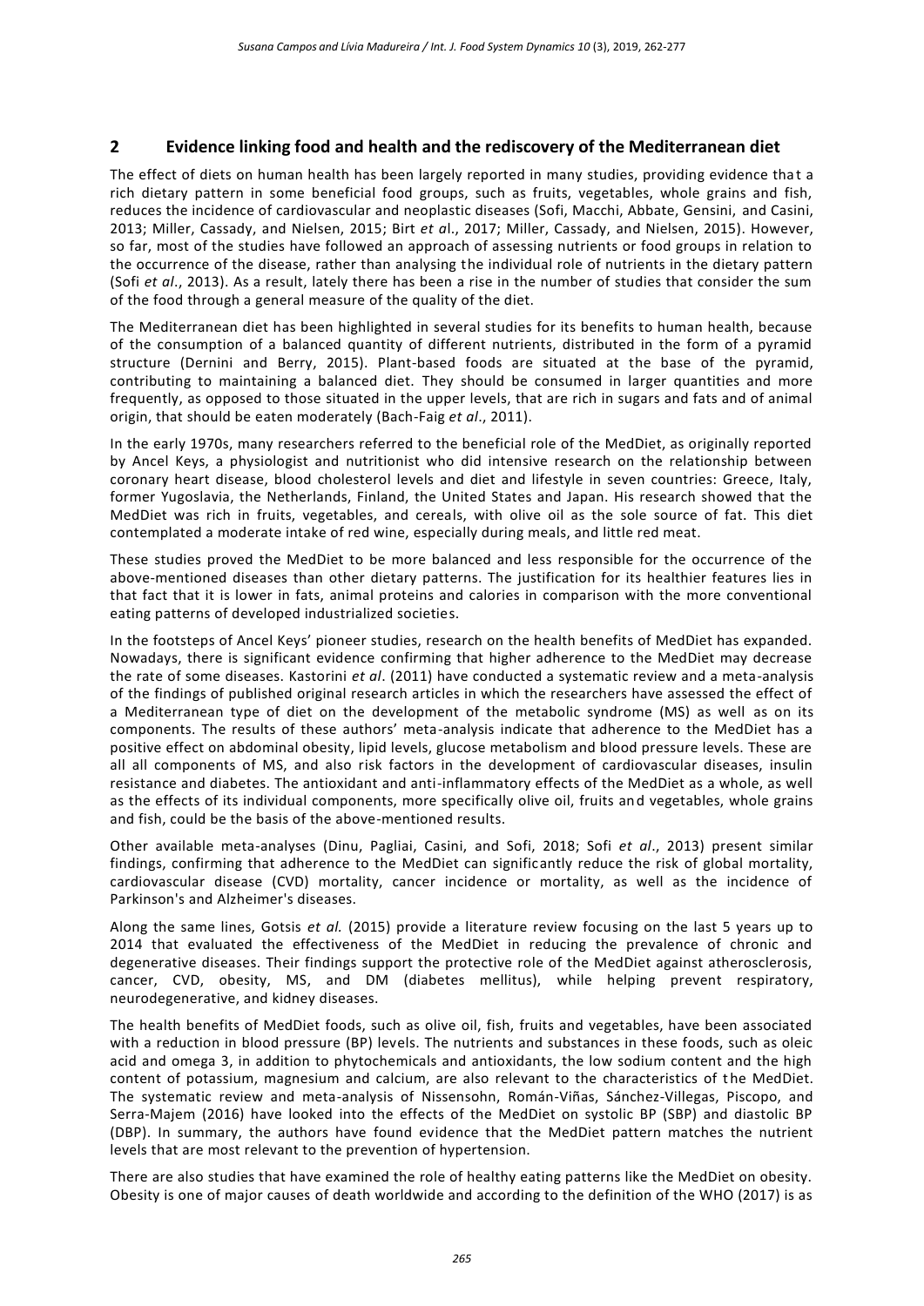## 2 Evidence linking food and health and the rediscovery of the Mediterranean diet

The effect of diets on human health has been largely reported in many studies, providing evidence that a rich dietary pattern in some beneficial food groups, such as fruits, vegetables, whole grains and fish, reduces the incidence of cardiovascular and neoplastic diseases (Sofi, Macchi, Abbate, Gensini, and Casini, 2013; Miller, Cassady, and Nielsen, 2015; Birt *et a*l., 2017; Miller, Cassady, and Nielsen, 2015). However, so far, most of the studies have followed an approach of assessing nutrients or food groups in relation to the occurrence of the disease, rather than analysing the individual role of nutrients in the dietary pattern (Sofi *et al*., 2013). As a result, lately there has been a rise in the number of studies that consider the sum of the food through a general measure of the quality of the diet.

The Mediterranean diet has been highlighted in several studies for its benefits to human health, because of the consumption of a balanced quantity of different nutrients, distributed in the form of a pyramid structure (Dernini and Berry, 2015). Plant-based foods are situated at the base of the pyramid, contributing to maintaining a balanced diet. They should be consumed in larger quantities and more frequently, as opposed to those situated in the upper levels, that are rich in sugars and fats and of animal origin, that should be eaten moderately (Bach-Faig *et al*., 2011).

In the early 1970s, many researchers referred to the beneficial role of the MedDiet, as originally reported by Ancel Keys, a physiologist and nutritionist who did intensive research on the relationship between coronary heart disease, blood cholesterol levels and diet and lifestyle in seven countries: Greece, Italy, former Yugoslavia, the Netherlands, Finland, the United States and Japan. His research showed that the MedDiet was rich in fruits, vegetables, and cereals, with olive oil as the sole source of fat. This diet contemplated a moderate intake of red wine, especially during meals, and little red meat.

These studies proved the MedDiet to be more balanced and less responsible for the occurrence of the above-mentioned diseases than other dietary patterns. The justification for its healthier features lies in that fact that it is lower in fats, animal proteins and calories in comparison with the more conventional eating patterns of developed industrialized societies.

In the footsteps of Ancel Keys' pioneer studies, research on the health benefits of MedDiet has expanded. Nowadays, there is significant evidence confirming that higher adherence to the MedDiet may decrease the rate of some diseases. Kastorini *et al*. (2011) have conducted a systematic review and a meta-analysis of the findings of published original research articles in which the researchers have assessed the effect of a Mediterranean type of diet on the development of the metabolic syndrome (MS) as well as on its components. The results of these authors' meta-analysis indicate that adherence to the MedDiet has a positive effect on abdominal obesity, lipid levels, glucose metabolism and blood pressure levels. These are all all components of MS, and also risk factors in the development of cardiovascular diseases, insulin resistance and diabetes. The antioxidant and anti-inflammatory effects of the MedDiet as a whole, as well as the effects of its individual components, more specifically olive oil, fruits and vegetables, whole grains and fish, could be the basis of the above-mentioned results.

Other available meta-analyses (Dinu, Pagliai, Casini, and Sofi, 2018; Sofi *et al*., 2013) present similar findings, confirming that adherence to the MedDiet can significantly reduce the risk of global mortality, cardiovascular disease (CVD) mortality, cancer incidence or mortality, as well as the incidence of Parkinson's and Alzheimer's diseases.

Along the same lines, Gotsis *et al.* (2015) provide a literature review focusing on the last 5 years up to 2014 that evaluated the effectiveness of the MedDiet in reducing the prevalence of chronic and degenerative diseases. Their findings support the protective role of the MedDiet against atherosclerosis, cancer, CVD, obesity, MS, and DM (diabetes mellitus), while helping prevent respiratory, neurodegenerative, and kidney diseases.

The health benefits of MedDiet foods, such as olive oil, fish, fruits and vegetables, have been associated with a reduction in blood pressure (BP) levels. The nutrients and substances in these foods, such as oleic acid and omega 3, in addition to phytochemicals and antioxidants, the low sodium content and the high content of potassium, magnesium and calcium, are also relevant to the characteristics of the MedDiet. The systematic review and meta-analysis of Nissensohn, Román-Viñas, Sánchez-Villegas, Piscopo, and Serra-Majem (2016) have looked into the effects of the MedDiet on systolic BP (SBP) and diastolic BP (DBP). In summary, the authors have found evidence that the MedDiet pattern matches the nutrient levels that are most relevant to the prevention of hypertension.

There are also studies that have examined the role of healthy eating patterns like the MedDiet on obesity. Obesity is one of major causes of death worldwide and according to the definition of the WHO (2017) is as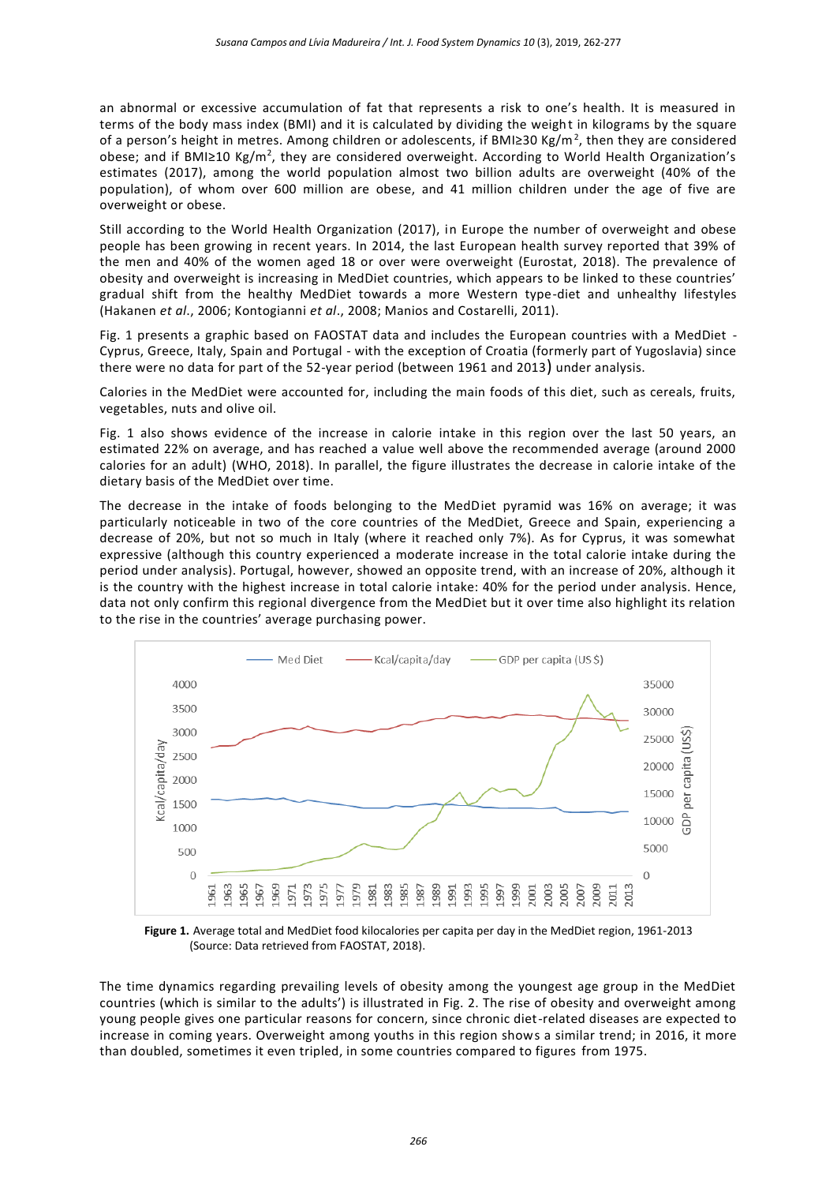an abnormal or excessive accumulation of fat that represents a risk to one's health. It is measured in terms of the body mass index (BMI) and it is calculated by dividing the weight in kilograms by the square of a person's height in metres. Among children or adolescents, if BMI≥30 Kg/m$^2$, then they are considered obese; and if BMI≥10 Kg/m$^2$, they are considered overweight. According to World Health Organization's estimates (2017), among the world population almost two billion adults are overweight (40% of the population), of whom over 600 million are obese, and 41 million children under the age of five are overweight or obese.

Still according to the World Health Organization (2017), in Europe the number of overweight and obese people has been growing in recent years. In 2014, the last European health survey reported that 39% of the men and 40% of the women aged 18 or over were overweight (Eurostat, 2018). The prevalence of obesity and overweight is increasing in MedDiet countries, which appears to be linked to these countries' gradual shift from the healthy MedDiet towards a more Western type-diet and unhealthy lifestyles (Hakanen *et al*., 2006; Kontogianni *et al*., 2008; Manios and Costarelli, 2011).

Fig. 1 presents a graphic based on FAOSTAT data and includes the European countries with a MedDiet - Cyprus, Greece, Italy, Spain and Portugal - with the exception of Croatia (formerly part of Yugoslavia) since there were no data for part of the 52-year period (between 1961 and 2013) under analysis.

Calories in the MedDiet were accounted for, including the main foods of this diet, such as cereals, fruits, vegetables, nuts and olive oil.

Fig. 1 also shows evidence of the increase in calorie intake in this region over the last 50 years, an estimated 22% on average, and has reached a value well above the recommended average (around 2000 calories for an adult) (WHO, 2018). In parallel, the figure illustrates the decrease in calorie intake of the dietary basis of the MedDiet over time.

The decrease in the intake of foods belonging to the MedDiet pyramid was 16% on average; it was particularly noticeable in two of the core countries of the MedDiet, Greece and Spain, experiencing a decrease of 20%, but not so much in Italy (where it reached only 7%). As for Cyprus, it was somewhat expressive (although this country experienced a moderate increase in the total calorie intake during the period under analysis). Portugal, however, showed an opposite trend, with an increase of 20%, although it is the country with the highest increase in total calorie intake: 40% for the period under analysis. Hence, data not only confirm this regional divergence from the MedDiet but it over time also highlight its relation to the rise in the countries' average purchasing power.

**Figure 1.** Average total and MedDiet food kilocalories per capita per day in the MedDiet region, 1961-2013 (Source: Data retrieved from FAOSTAT, 2018).

The time dynamics regarding prevailing levels of obesity among the youngest age group in the MedDiet countries (which is similar to the adults') is illustrated in Fig. 2. The rise of obesity and overweight among young people gives one particular reasons for concern, since chronic diet-related diseases are expected to increase in coming years. Overweight among youths in this region shows a similar trend; in 2016, it more than doubled, sometimes it even tripled, in some countries compared to figures from 1975.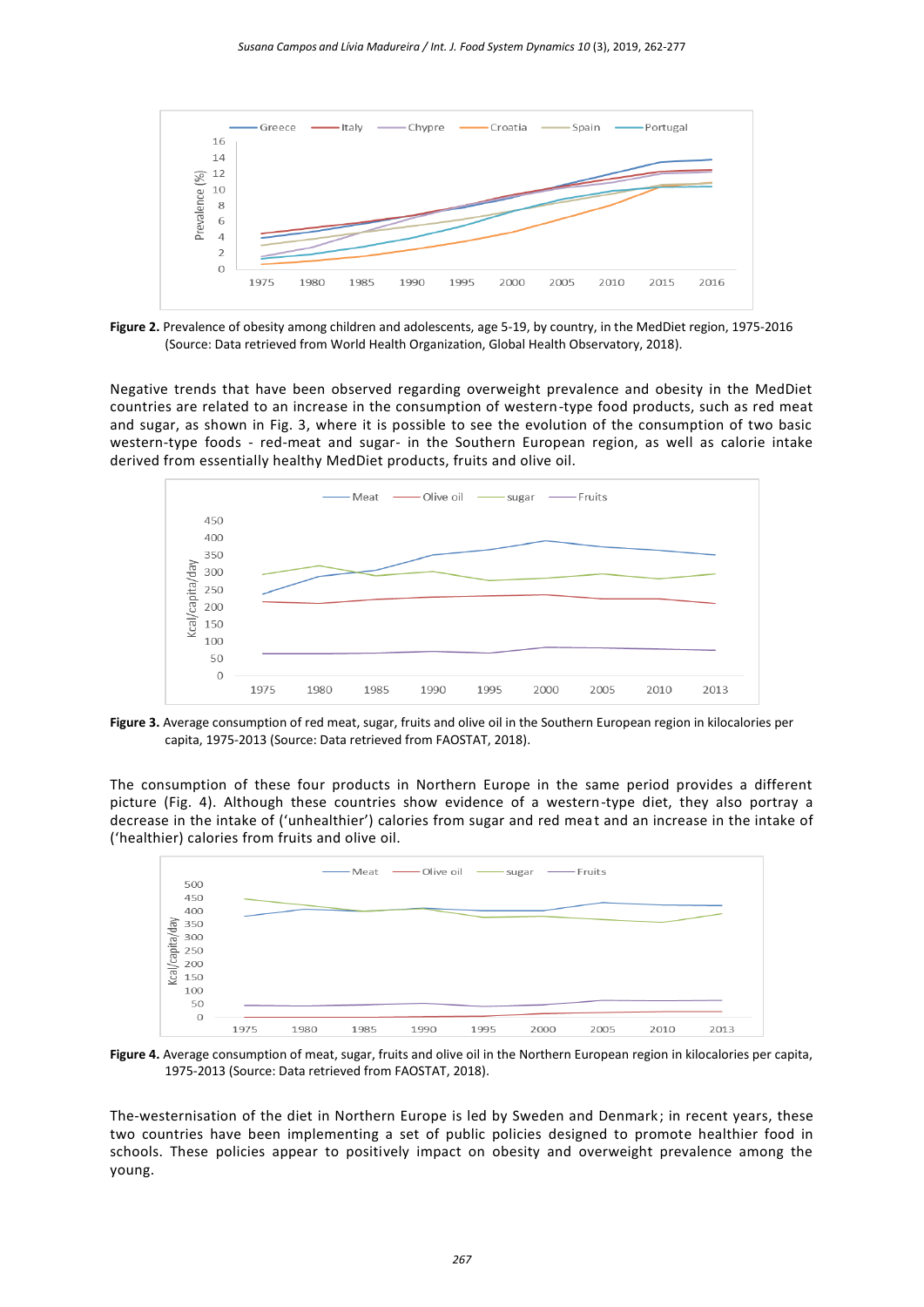**Figure 2.** Prevalence of obesity among children and adolescents, age 5-19, by country, in the MedDiet region, 1975-2016 (Source: Data retrieved from World Health Organization, Global Health Observatory, 2018).

Negative trends that have been observed regarding overweight prevalence and obesity in the MedDiet countries are related to an increase in the consumption of western-type food products, such as red meat and sugar, as shown in Fig. 3, where it is possible to see the evolution of the consumption of two basic western-type foods - red-meat and sugar- in the Southern European region, as well as calorie intake derived from essentially healthy MedDiet products, fruits and olive oil.

**Figure 3.** Average consumption of red meat, sugar, fruits and olive oil in the Southern European region in kilocalories per capita, 1975-2013 (Source: Data retrieved from FAOSTAT, 2018).

The consumption of these four products in Northern Europe in the same period provides a different picture (Fig. 4). Although these countries show evidence of a western-type diet, they also portray a decrease in the intake of ('unhealthier') calories from sugar and red meat and an increase in the intake of ('healthier) calories from fruits and olive oil.

**Figure 4.** Average consumption of meat, sugar, fruits and olive oil in the Northern European region in kilocalories per capita, 1975-2013 (Source: Data retrieved from FAOSTAT, 2018).

The-westernisation of the diet in Northern Europe is led by Sweden and Denmark; in recent years, these two countries have been implementing a set of public policies designed to promote healthier food in schools. These policies appear to positively impact on obesity and overweight prevalence among the young.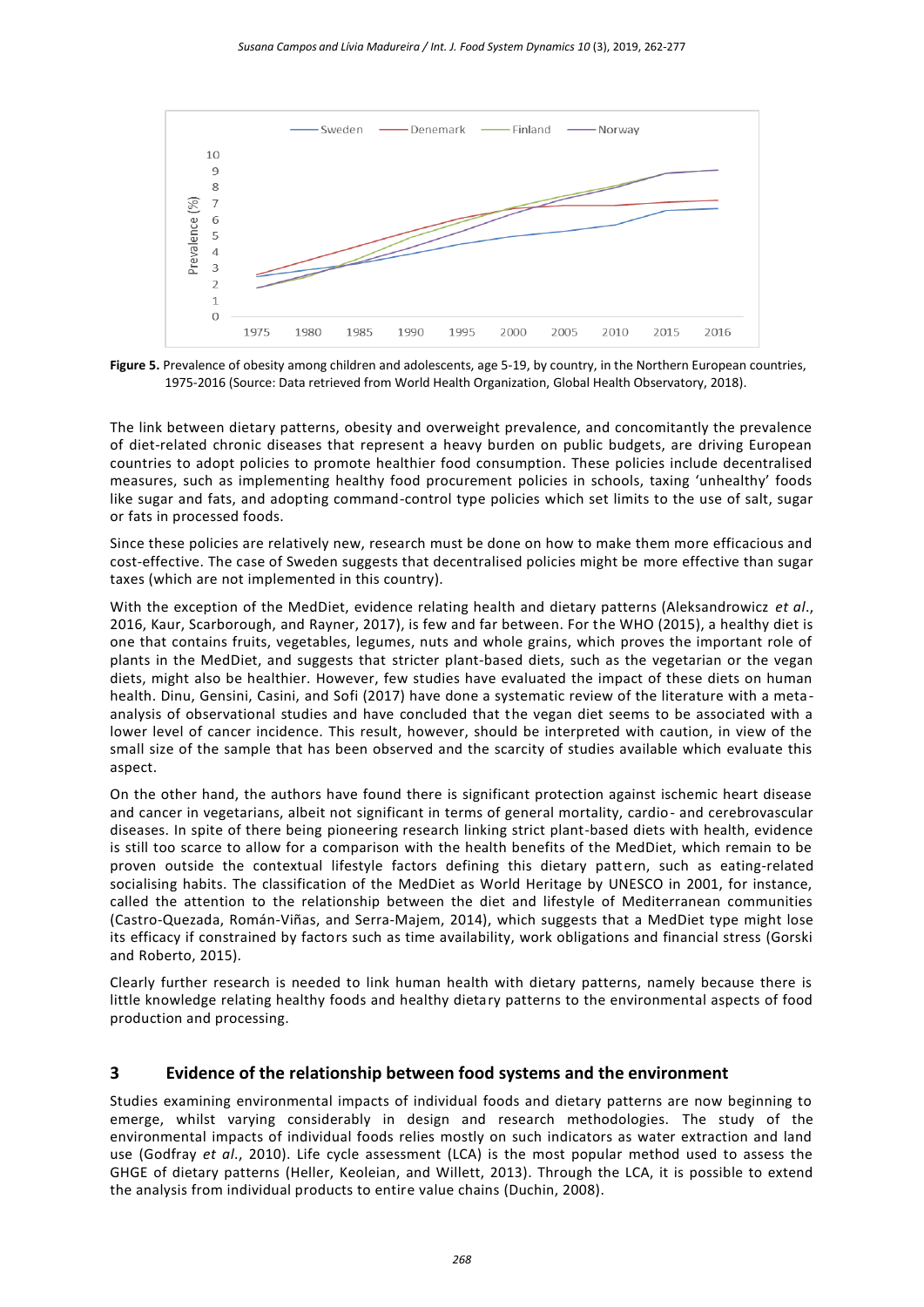**Figure 5.** Prevalence of obesity among children and adolescents, age 5-19, by country, in the Northern European countries, 1975-2016 (Source: Data retrieved from World Health Organization, Global Health Observatory, 2018).

The link between dietary patterns, obesity and overweight prevalence, and concomitantly the prevalence of diet-related chronic diseases that represent a heavy burden on public budgets, are driving European countries to adopt policies to promote healthier food consumption. These policies include decentralised measures, such as implementing healthy food procurement policies in schools, taxing 'unhealthy' foods like sugar and fats, and adopting command-control type policies which set limits to the use of salt, sugar or fats in processed foods.

Since these policies are relatively new, research must be done on how to make them more efficacious and cost-effective. The case of Sweden suggests that decentralised policies might be more effective than sugar taxes (which are not implemented in this country).

With the exception of the MedDiet, evidence relating health and dietary patterns (Aleksandrowicz *et al*., 2016, Kaur, Scarborough, and Rayner, 2017), is few and far between. For the WHO (2015), a healthy diet is one that contains fruits, vegetables, legumes, nuts and whole grains, which proves the important role of plants in the MedDiet, and suggests that stricter plant-based diets, such as the vegetarian or the vegan diets, might also be healthier. However, few studies have evaluated the impact of these diets on human health. Dinu, Gensini, Casini, and Sofi (2017) have done a systematic review of the literature with a meta-analysis of observational studies and have concluded that the vegan diet seems to be associated with a lower level of cancer incidence. This result, however, should be interpreted with caution, in view of the small size of the sample that has been observed and the scarcity of studies available which evaluate this aspect.

On the other hand, the authors have found there is significant protection against ischemic heart disease and cancer in vegetarians, albeit not significant in terms of general mortality, cardio- and cerebrovascular diseases. In spite of there being pioneering research linking strict plant-based diets with health, evidence is still too scarce to allow for a comparison with the health benefits of the MedDiet, which remain to be proven outside the contextual lifestyle factors defining this dietary pattern, such as eating-related socialising habits. The classification of the MedDiet as World Heritage by UNESCO in 2001, for instance, called the attention to the relationship between the diet and lifestyle of Mediterranean communities (Castro-Quezada, Román-Viñas, and Serra-Majem, 2014), which suggests that a MedDiet type might lose its efficacy if constrained by factors such as time availability, work obligations and financial stress (Gorski and Roberto, 2015).

Clearly further research is needed to link human health with dietary patterns, namely because there is little knowledge relating healthy foods and healthy dietary patterns to the environmental aspects of food production and processing.

## 3 Evidence of the relationship between food systems and the environment

Studies examining environmental impacts of individual foods and dietary patterns are now beginning to emerge, whilst varying considerably in design and research methodologies. The study of the environmental impacts of individual foods relies mostly on such indicators as water extraction and land use (Godfray *et al*., 2010). Life cycle assessment (LCA) is the most popular method used to assess the GHGE of dietary patterns (Heller, Keoleian, and Willett, 2013). Through the LCA, it is possible to extend the analysis from individual products to entire value chains (Duchin, 2008).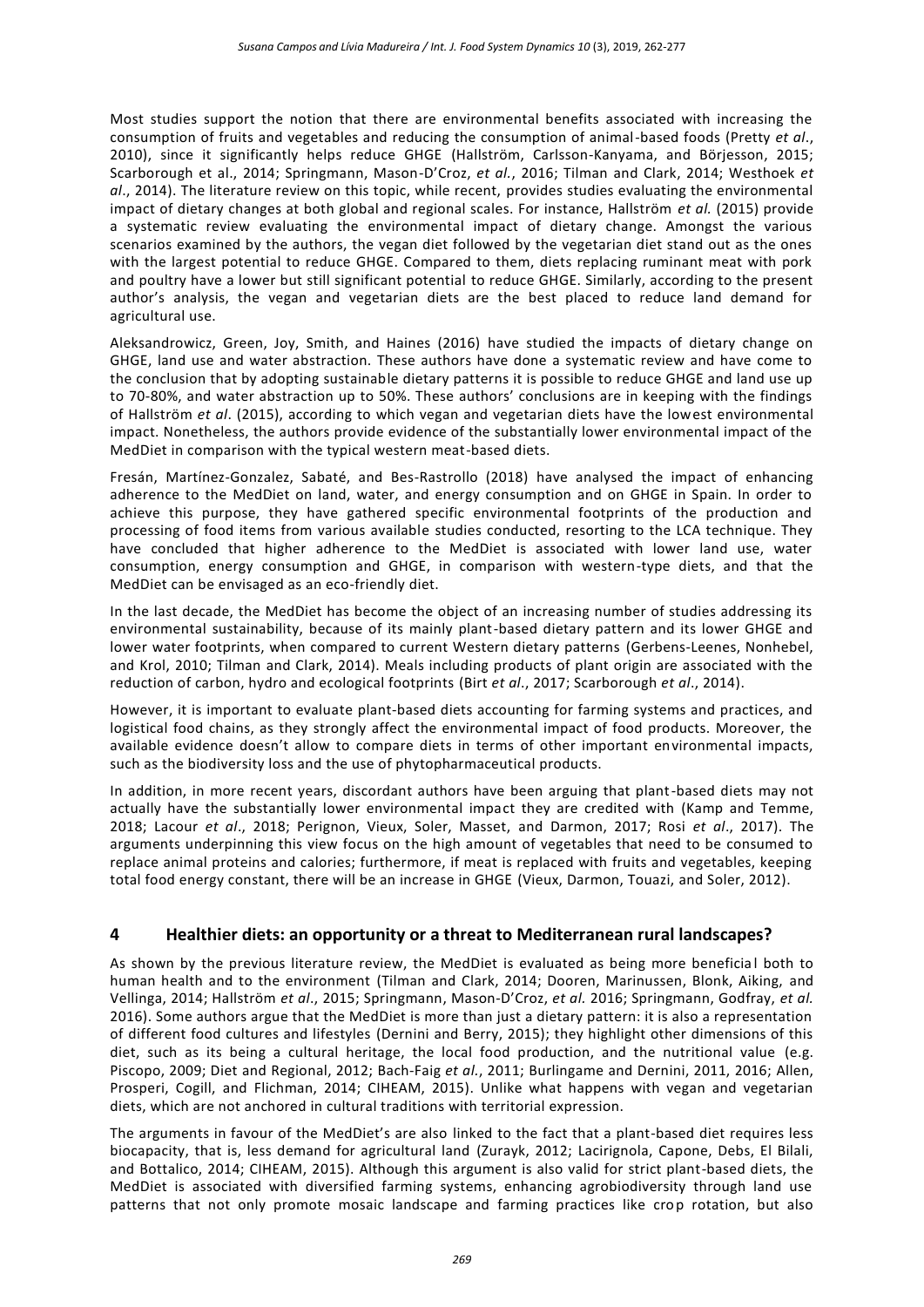Most studies support the notion that there are environmental benefits associated with increasing the consumption of fruits and vegetables and reducing the consumption of animal-based foods (Pretty *et al*., 2010), since it significantly helps reduce GHGE (Hallström, Carlsson-Kanyama, and Börjesson, 2015; Scarborough et al., 2014; Springmann, Mason-D'Croz, *et al.*, 2016; Tilman and Clark, 2014; Westhoek *et al*., 2014). The literature review on this topic, while recent, provides studies evaluating the environmental impact of dietary changes at both global and regional scales. For instance, Hallström *et al.* (2015) provide a systematic review evaluating the environmental impact of dietary change. Amongst the various scenarios examined by the authors, the vegan diet followed by the vegetarian diet stand out as the ones with the largest potential to reduce GHGE. Compared to them, diets replacing ruminant meat with pork and poultry have a lower but still significant potential to reduce GHGE. Similarly, according to the present author's analysis, the vegan and vegetarian diets are the best placed to reduce land demand for agricultural use.

Aleksandrowicz, Green, Joy, Smith, and Haines (2016) have studied the impacts of dietary change on GHGE, land use and water abstraction. These authors have done a systematic review and have come to the conclusion that by adopting sustainable dietary patterns it is possible to reduce GHGE and land use up to 70-80%, and water abstraction up to 50%. These authors' conclusions are in keeping with the findings of Hallström *et al*. (2015), according to which vegan and vegetarian diets have the lowest environmental impact. Nonetheless, the authors provide evidence of the substantially lower environmental impact of the MedDiet in comparison with the typical western meat-based diets.

Fresán, Martínez-Gonzalez, Sabaté, and Bes-Rastrollo (2018) have analysed the impact of enhancing adherence to the MedDiet on land, water, and energy consumption and on GHGE in Spain. In order to achieve this purpose, they have gathered specific environmental footprints of the production and processing of food items from various available studies conducted, resorting to the LCA technique. They have concluded that higher adherence to the MedDiet is associated with lower land use, water consumption, energy consumption and GHGE, in comparison with western-type diets, and that the MedDiet can be envisaged as an eco-friendly diet.

In the last decade, the MedDiet has become the object of an increasing number of studies addressing its environmental sustainability, because of its mainly plant-based dietary pattern and its lower GHGE and lower water footprints, when compared to current Western dietary patterns (Gerbens-Leenes, Nonhebel, and Krol, 2010; Tilman and Clark, 2014). Meals including products of plant origin are associated with the reduction of carbon, hydro and ecological footprints (Birt *et al*., 2017; Scarborough *et al*., 2014).

However, it is important to evaluate plant-based diets accounting for farming systems and practices, and logistical food chains, as they strongly affect the environmental impact of food products. Moreover, the available evidence doesn't allow to compare diets in terms of other important environmental impacts, such as the biodiversity loss and the use of phytopharmaceutical products.

In addition, in more recent years, discordant authors have been arguing that plant-based diets may not actually have the substantially lower environmental impact they are credited with (Kamp and Temme, 2018; Lacour *et al*., 2018; Perignon, Vieux, Soler, Masset, and Darmon, 2017; Rosi *et al*., 2017). The arguments underpinning this view focus on the high amount of vegetables that need to be consumed to replace animal proteins and calories; furthermore, if meat is replaced with fruits and vegetables, keeping total food energy constant, there will be an increase in GHGE (Vieux, Darmon, Touazi, and Soler, 2012).

## 4 Healthier diets: an opportunity or a threat to Mediterranean rural landscapes?

As shown by the previous literature review, the MedDiet is evaluated as being more beneficial both to human health and to the environment (Tilman and Clark, 2014; Dooren, Marinussen, Blonk, Aiking, and Vellinga, 2014; Hallström *et al*., 2015; Springmann, Mason-D'Croz, *et al.* 2016; Springmann, Godfray, *et al.* 2016). Some authors argue that the MedDiet is more than just a dietary pattern: it is also a representation of different food cultures and lifestyles (Dernini and Berry, 2015); they highlight other dimensions of this diet, such as its being a cultural heritage, the local food production, and the nutritional value (e.g. Piscopo, 2009; Diet and Regional, 2012; Bach-Faig *et al*., 2011; Burlingame and Dernini, 2011, 2016; Allen, Prosperi, Cogill, and Flichman, 2014; CIHEAM, 2015). Unlike what happens with vegan and vegetarian diets, which are not anchored in cultural traditions with territorial expression.

The arguments in favour of the MedDiet's are also linked to the fact that a plant-based diet requires less biocapacity, that is, less demand for agricultural land (Zurayk, 2012; Lacirignola, Capone, Debs, El Bilali, and Bottalico, 2014; CIHEAM, 2015). Although this argument is also valid for strict plant-based diets, the MedDiet is associated with diversified farming systems, enhancing agrobiodiversity through land use patterns that not only promote mosaic landscape and farming practices like crop rotation, but also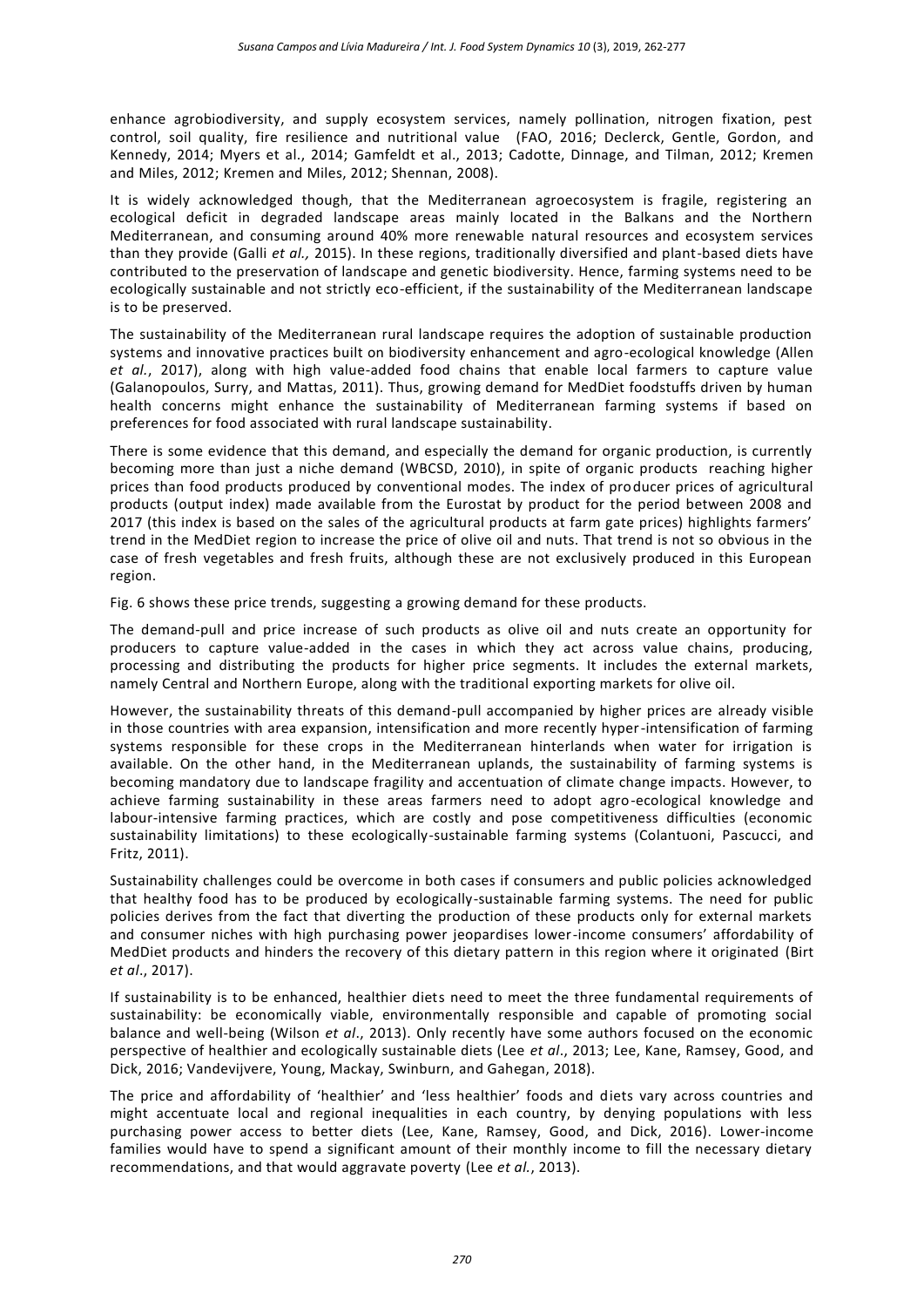enhance agrobiodiversity, and supply ecosystem services, namely pollination, nitrogen fixation, pest control, soil quality, fire resilience and nutritional value (FAO, 2016; Declerck, Gentle, Gordon, and Kennedy, 2014; Myers et al., 2014; Gamfeldt et al., 2013; Cadotte, Dinnage, and Tilman, 2012; Kremen and Miles, 2012; Kremen and Miles, 2012; Shennan, 2008).

It is widely acknowledged though, that the Mediterranean agroecosystem is fragile, registering an ecological deficit in degraded landscape areas mainly located in the Balkans and the Northern Mediterranean, and consuming around 40% more renewable natural resources and ecosystem services than they provide (Galli *et al.,* 2015). In these regions, traditionally diversified and plant-based diets have contributed to the preservation of landscape and genetic biodiversity. Hence, farming systems need to be ecologically sustainable and not strictly eco-efficient, if the sustainability of the Mediterranean landscape is to be preserved.

The sustainability of the Mediterranean rural landscape requires the adoption of sustainable production systems and innovative practices built on biodiversity enhancement and agro-ecological knowledge (Allen *et al.*, 2017), along with high value-added food chains that enable local farmers to capture value (Galanopoulos, Surry, and Mattas, 2011). Thus, growing demand for MedDiet foodstuffs driven by human health concerns might enhance the sustainability of Mediterranean farming systems if based on preferences for food associated with rural landscape sustainability.

There is some evidence that this demand, and especially the demand for organic production, is currently becoming more than just a niche demand (WBCSD, 2010), in spite of organic products reaching higher prices than food products produced by conventional modes. The index of producer prices of agricultural products (output index) made available from the Eurostat by product for the period between 2008 and 2017 (this index is based on the sales of the agricultural products at farm gate prices) highlights farmers' trend in the MedDiet region to increase the price of olive oil and nuts. That trend is not so obvious in the case of fresh vegetables and fresh fruits, although these are not exclusively produced in this European region.

Fig. 6 shows these price trends, suggesting a growing demand for these products.

The demand-pull and price increase of such products as olive oil and nuts create an opportunity for producers to capture value-added in the cases in which they act across value chains, producing, processing and distributing the products for higher price segments. It includes the external markets, namely Central and Northern Europe, along with the traditional exporting markets for olive oil.

However, the sustainability threats of this demand-pull accompanied by higher prices are already visible in those countries with area expansion, intensification and more recently hyper-intensification of farming systems responsible for these crops in the Mediterranean hinterlands when water for irrigation is available. On the other hand, in the Mediterranean uplands, the sustainability of farming systems is becoming mandatory due to landscape fragility and accentuation of climate change impacts. However, to achieve farming sustainability in these areas farmers need to adopt agro-ecological knowledge and labour-intensive farming practices, which are costly and pose competitiveness difficulties (economic sustainability limitations) to these ecologically-sustainable farming systems (Colantuoni, Pascucci, and Fritz, 2011).

Sustainability challenges could be overcome in both cases if consumers and public policies acknowledged that healthy food has to be produced by ecologically-sustainable farming systems. The need for public policies derives from the fact that diverting the production of these products only for external markets and consumer niches with high purchasing power jeopardises lower-income consumers' affordability of MedDiet products and hinders the recovery of this dietary pattern in this region where it originated (Birt *et al*., 2017).

If sustainability is to be enhanced, healthier diets need to meet the three fundamental requirements of sustainability: be economically viable, environmentally responsible and capable of promoting social balance and well-being (Wilson *et al*., 2013). Only recently have some authors focused on the economic perspective of healthier and ecologically sustainable diets (Lee *et al*., 2013; Lee, Kane, Ramsey, Good, and Dick, 2016; Vandevijvere, Young, Mackay, Swinburn, and Gahegan, 2018).

The price and affordability of 'healthier' and 'less healthier' foods and diets vary across countries and might accentuate local and regional inequalities in each country, by denying populations with less purchasing power access to better diets (Lee, Kane, Ramsey, Good, and Dick, 2016). Lower-income families would have to spend a significant amount of their monthly income to fill the necessary dietary recommendations, and that would aggravate poverty (Lee *et al.*, 2013).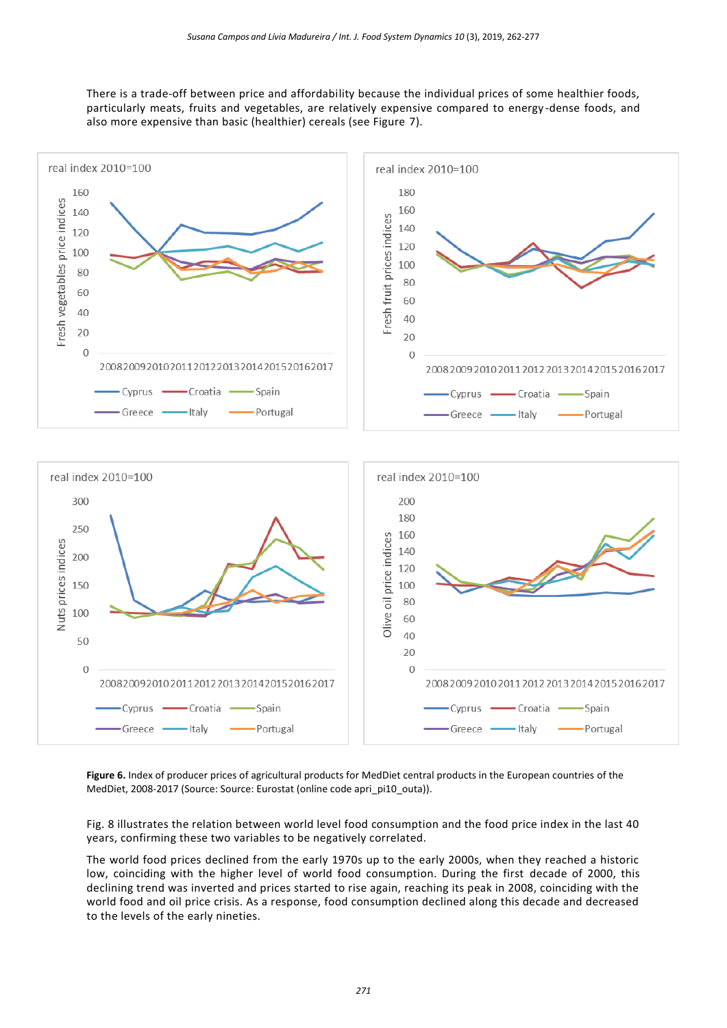There is a trade-off between price and affordability because the individual prices of some healthier foods, particularly meats, fruits and vegetables, are relatively expensive compared to energy-dense foods, and also more expensive than basic (healthier) cereals (see Figure 7).

**Figure 6.** Index of producer prices of agricultural products for MedDiet central products in the European countries of the MedDiet, 2008-2017 (Source: Source: Eurostat (online code apri_pi10_outa)).

Fig. 8 illustrates the relation between world level food consumption and the food price index in the last 40 years, confirming these two variables to be negatively correlated.

The world food prices declined from the early 1970s up to the early 2000s, when they reached a historic low, coinciding with the higher level of world food consumption. During the first decade of 2000, this declining trend was inverted and prices started to rise again, reaching its peak in 2008, coinciding with the world food and oil price crisis. As a response, food consumption declined along this decade and decreased to the levels of the early nineties.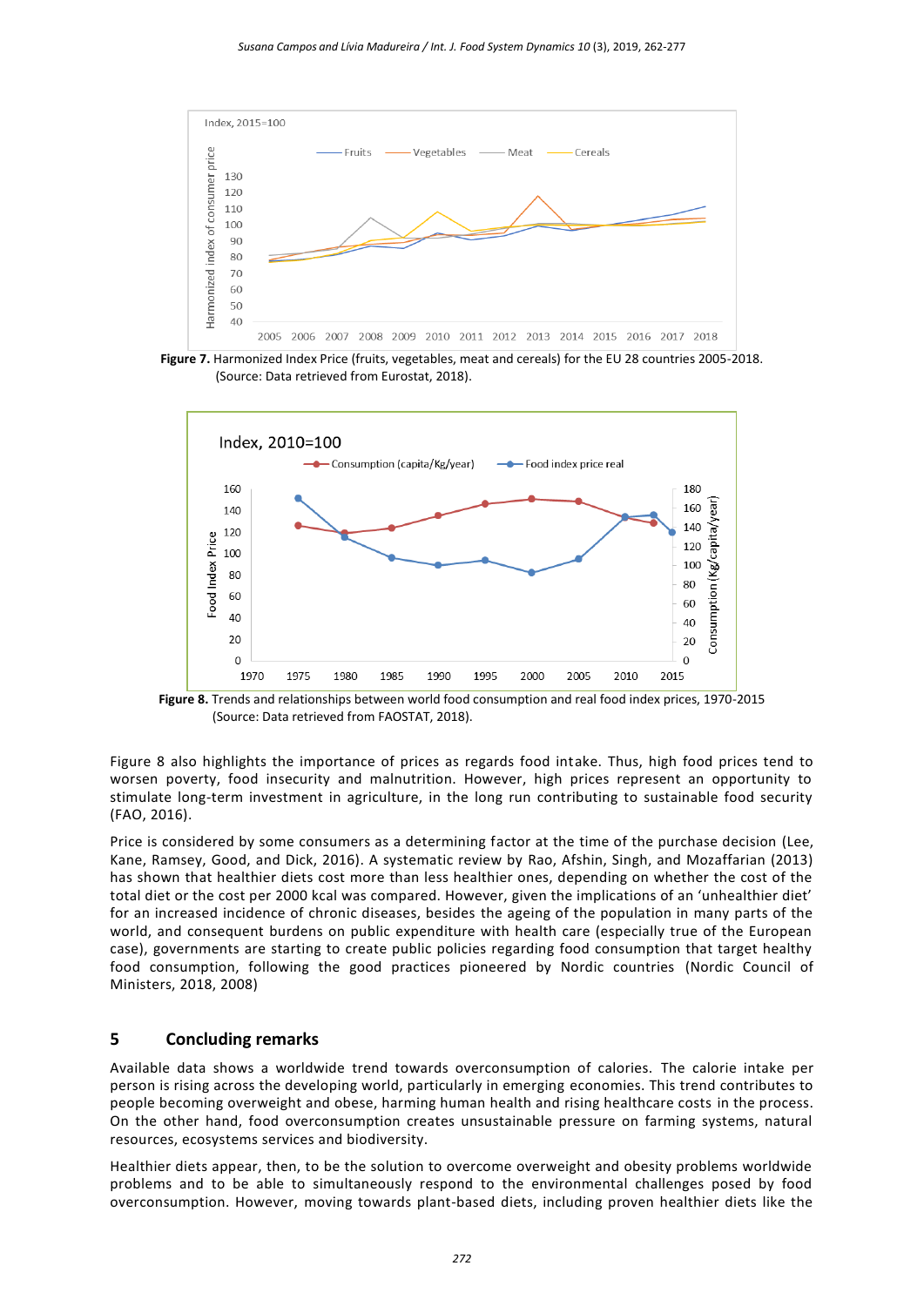**Figure 7.** Harmonized Index Price (fruits, vegetables, meat and cereals) for the EU 28 countries 2005-2018. (Source: Data retrieved from Eurostat, 2018).

**Figure 8.** Trends and relationships between world food consumption and real food index prices, 1970-2015 (Source: Data retrieved from FAOSTAT, 2018).

Figure 8 also highlights the importance of prices as regards food intake. Thus, high food prices tend to worsen poverty, food insecurity and malnutrition. However, high prices represent an opportunity to stimulate long-term investment in agriculture, in the long run contributing to sustainable food security (FAO, 2016).

Price is considered by some consumers as a determining factor at the time of the purchase decision (Lee, Kane, Ramsey, Good, and Dick, 2016). A systematic review by Rao, Afshin, Singh, and Mozaffarian (2013) has shown that healthier diets cost more than less healthier ones, depending on whether the cost of the total diet or the cost per 2000 kcal was compared. However, given the implications of an 'unhealthier diet' for an increased incidence of chronic diseases, besides the ageing of the population in many parts of the world, and consequent burdens on public expenditure with health care (especially true of the European case), governments are starting to create public policies regarding food consumption that target healthy food consumption, following the good practices pioneered by Nordic countries (Nordic Council of Ministers, 2018, 2008)

## 5 Concluding remarks

Available data shows a worldwide trend towards overconsumption of calories. The calorie intake per person is rising across the developing world, particularly in emerging economies. This trend contributes to people becoming overweight and obese, harming human health and rising healthcare costs in the process. On the other hand, food overconsumption creates unsustainable pressure on farming systems, natural resources, ecosystems services and biodiversity.

Healthier diets appear, then, to be the solution to overcome overweight and obesity problems worldwide problems and to be able to simultaneously respond to the environmental challenges posed by food overconsumption. However, moving towards plant-based diets, including proven healthier diets like the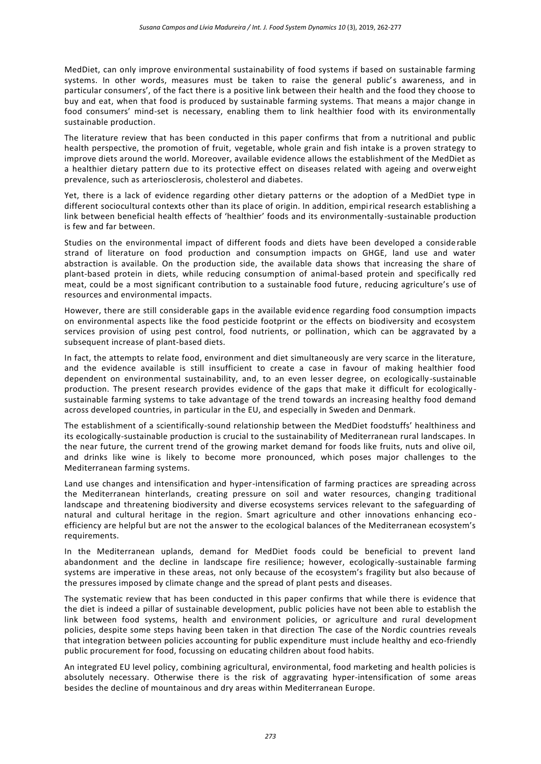MedDiet, can only improve environmental sustainability of food systems if based on sustainable farming systems. In other words, measures must be taken to raise the general public's awareness, and in particular consumers', of the fact there is a positive link between their health and the food they choose to buy and eat, when that food is produced by sustainable farming systems. That means a major change in food consumers' mind-set is necessary, enabling them to link healthier food with its environmentally sustainable production.

The literature review that has been conducted in this paper confirms that from a nutritional and public health perspective, the promotion of fruit, vegetable, whole grain and fish intake is a proven strategy to improve diets around the world. Moreover, available evidence allows the establishment of the MedDiet as a healthier dietary pattern due to its protective effect on diseases related with ageing and overweight prevalence, such as arteriosclerosis, cholesterol and diabetes.

Yet, there is a lack of evidence regarding other dietary patterns or the adoption of a MedDiet type in different sociocultural contexts other than its place of origin. In addition, empirical research establishing a link between beneficial health effects of 'healthier' foods and its environmentally-sustainable production is few and far between.

Studies on the environmental impact of different foods and diets have been developed a considerable strand of literature on food production and consumption impacts on GHGE, land use and water abstraction is available. On the production side, the available data shows that increasing the share of plant-based protein in diets, while reducing consumption of animal-based protein and specifically red meat, could be a most significant contribution to a sustainable food future, reducing agriculture's use of resources and environmental impacts.

However, there are still considerable gaps in the available evidence regarding food consumption impacts on environmental aspects like the food pesticide footprint or the effects on biodiversity and ecosystem services provision of using pest control, food nutrients, or pollination, which can be aggravated by a subsequent increase of plant-based diets.

In fact, the attempts to relate food, environment and diet simultaneously are very scarce in the literature, and the evidence available is still insufficient to create a case in favour of making healthier food dependent on environmental sustainability, and, to an even lesser degree, on ecologically-sustainable production. The present research provides evidence of the gaps that make it difficult for ecologically-sustainable farming systems to take advantage of the trend towards an increasing healthy food demand across developed countries, in particular in the EU, and especially in Sweden and Denmark.

The establishment of a scientifically-sound relationship between the MedDiet foodstuffs' healthiness and its ecologically-sustainable production is crucial to the sustainability of Mediterranean rural landscapes. In the near future, the current trend of the growing market demand for foods like fruits, nuts and olive oil, and drinks like wine is likely to become more pronounced, which poses major challenges to the Mediterranean farming systems.

Land use changes and intensification and hyper-intensification of farming practices are spreading across the Mediterranean hinterlands, creating pressure on soil and water resources, changing traditional landscape and threatening biodiversity and diverse ecosystems services relevant to the safeguarding of natural and cultural heritage in the region. Smart agriculture and other innovations enhancing eco-efficiency are helpful but are not the answer to the ecological balances of the Mediterranean ecosystem's requirements.

In the Mediterranean uplands, demand for MedDiet foods could be beneficial to prevent land abandonment and the decline in landscape fire resilience; however, ecologically-sustainable farming systems are imperative in these areas, not only because of the ecosystem's fragility but also because of the pressures imposed by climate change and the spread of plant pests and diseases.

The systematic review that has been conducted in this paper confirms that while there is evidence that the diet is indeed a pillar of sustainable development, public policies have not been able to establish the link between food systems, health and environment policies, or agriculture and rural development policies, despite some steps having been taken in that direction The case of the Nordic countries reveals that integration between policies accounting for public expenditure must include healthy and eco-friendly public procurement for food, focussing on educating children about food habits.

An integrated EU level policy, combining agricultural, environmental, food marketing and health policies is absolutely necessary. Otherwise there is the risk of aggravating hyper-intensification of some areas besides the decline of mountainous and dry areas within Mediterranean Europe.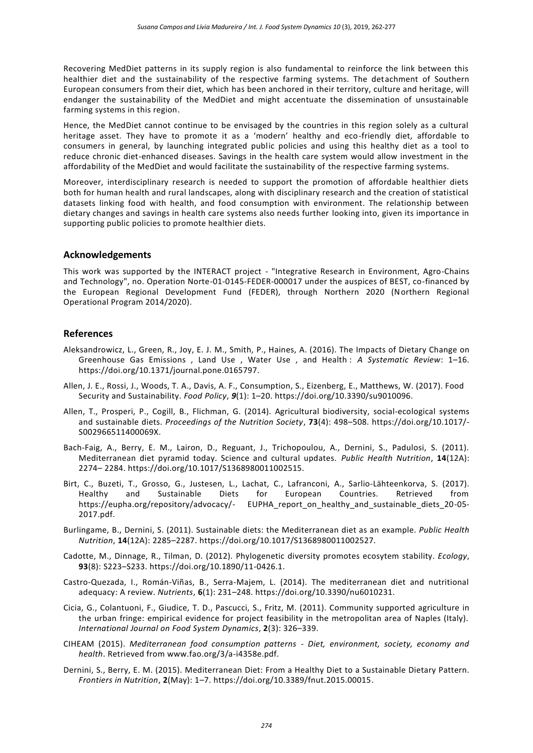Recovering MedDiet patterns in its supply region is also fundamental to reinforce the link between this healthier diet and the sustainability of the respective farming systems. The detachment of Southern European consumers from their diet, which has been anchored in their territory, culture and heritage, will endanger the sustainability of the MedDiet and might accentuate the dissemination of unsustainable farming systems in this region.

Hence, the MedDiet cannot continue to be envisaged by the countries in this region solely as a cultural heritage asset. They have to promote it as a 'modern' healthy and eco-friendly diet, affordable to consumers in general, by launching integrated public policies and using this healthy diet as a tool to reduce chronic diet-enhanced diseases. Savings in the health care system would allow investment in the affordability of the MedDiet and would facilitate the sustainability of the respective farming systems.

Moreover, interdisciplinary research is needed to support the promotion of affordable healthier diets both for human health and rural landscapes, along with disciplinary research and the creation of statistical datasets linking food with health, and food consumption with environment. The relationship between dietary changes and savings in health care systems also needs further looking into, given its importance in supporting public policies to promote healthier diets.

## Acknowledgements

This work was supported by the INTERACT project - "Integrative Research in Environment, Agro-Chains and Technology", no. Operation Norte-01-0145-FEDER-000017 under the auspices of BEST, co-financed by the European Regional Development Fund (FEDER), through Northern 2020 (Northern Regional Operational Program 2014/2020).

## References

Aleksandrowicz, L., Green, R., Joy, E. J. M., Smith, P., Haines, A. (2016). The Impacts of Dietary Change on Greenhouse Gas Emissions , Land Use , Water Use , and Health : *A Systematic Review*: 1–16. https://doi.org/10.1371/journal.pone.0165797.

Allen, J. E., Rossi, J., Woods, T. A., Davis, A. F., Consumption, S., Eizenberg, E., Matthews, W. (2017). Food Security and Sustainability. *Food Policy*, ***9***(1): 1–20. https://doi.org/10.3390/su9010096.

Allen, T., Prosperi, P., Cogill, B., Flichman, G. (2014). Agricultural biodiversity, social-ecological systems and sustainable diets. *Proceedings of the Nutrition Society*, **73**(4): 498–508. https://doi.org/10.1017/-S002966511400069X.

Bach-Faig, A., Berry, E. M., Lairon, D., Reguant, J., Trichopoulou, A., Dernini, S., Padulosi, S. (2011). Mediterranean diet pyramid today. Science and cultural updates. *Public Health Nutrition*, **14**(12A): 2274– 2284. https://doi.org/10.1017/S1368980011002515.

Birt, C., Buzeti, T., Grosso, G., Justesen, L., Lachat, C., Lafranconi, A., Sarlio-Lähteenkorva, S. (2017). Healthy and Sustainable Diets for European Countries. Retrieved from https://eupha.org/repository/advocacy/- EUPHA_report_on_healthy_and_sustainable_diets_20-05-2017.pdf.

Burlingame, B., Dernini, S. (2011). Sustainable diets: the Mediterranean diet as an example. *Public Health Nutrition*, **14**(12A): 2285–2287. https://doi.org/10.1017/S1368980011002527.

Cadotte, M., Dinnage, R., Tilman, D. (2012). Phylogenetic diversity promotes ecosytem stability. *Ecology*, **93**(8): S223–S233. https://doi.org/10.1890/11-0426.1.

Castro-Quezada, I., Román-Viñas, B., Serra-Majem, L. (2014). The mediterranean diet and nutritional adequacy: A review. *Nutrients*, **6**(1): 231–248. https://doi.org/10.3390/nu6010231.

Cicia, G., Colantuoni, F., Giudice, T. D., Pascucci, S., Fritz, M. (2011). Community supported agriculture in the urban fringe: empirical evidence for project feasibility in the metropolitan area of Naples (Italy). *International Journal on Food System Dynamics*, **2**(3): 326–339.

CIHEAM (2015). *Mediterranean food consumption patterns - Diet, environment, society, economy and health*. Retrieved from www.fao.org/3/a-i4358e.pdf.

Dernini, S., Berry, E. M. (2015). Mediterranean Diet: From a Healthy Diet to a Sustainable Dietary Pattern. *Frontiers in Nutrition*, **2**(May): 1–7. https://doi.org/10.3389/fnut.2015.00015.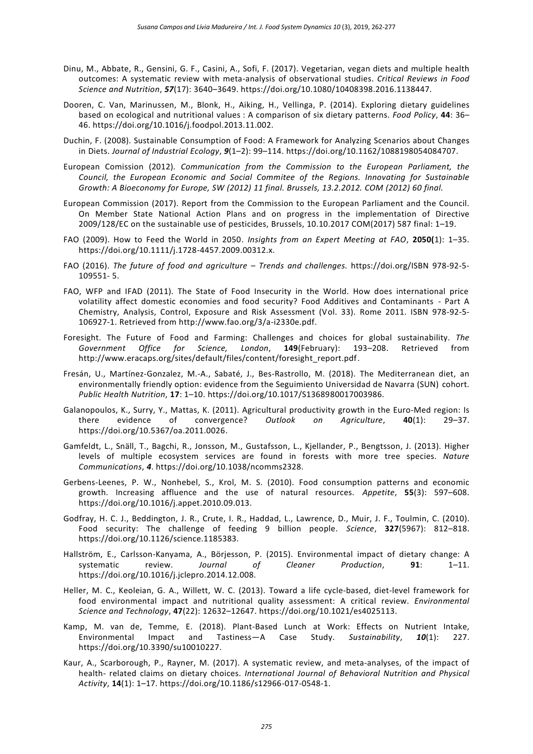Dinu, M., Abbate, R., Gensini, G. F., Casini, A., Sofi, F. (2017). Vegetarian, vegan diets and multiple health outcomes: A systematic review with meta-analysis of observational studies. *Critical Reviews in Food Science and Nutrition*, ***57***(17): 3640–3649. https://doi.org/10.1080/10408398.2016.1138447.

Dooren, C. Van, Marinussen, M., Blonk, H., Aiking, H., Vellinga, P. (2014). Exploring dietary guidelines based on ecological and nutritional values : A comparison of six dietary patterns. *Food Policy*, **44**: 36–46. https://doi.org/10.1016/j.foodpol.2013.11.002.

Duchin, F. (2008). Sustainable Consumption of Food: A Framework for Analyzing Scenarios about Changes in Diets. *Journal of Industrial Ecology*, ***9***(1–2): 99–114. https://doi.org/10.1162/1088198054084707.

European Comission (2012). *Communication from the Commission to the European Parliament, the Council, the European Economic and Social Commitee of the Regions. Innovating for Sustainable Growth: A Bioeconomy for Europe, SW (2012) 11 final. Brussels, 13.2.2012. COM (2012) 60 final.*

European Commission (2017). Report from the Commission to the European Parliament and the Council. On Member State National Action Plans and on progress in the implementation of Directive 2009/128/EC on the sustainable use of pesticides, Brussels, 10.10.2017 COM(2017) 587 final: 1–19.

FAO (2009). How to Feed the World in 2050. *Insights from an Expert Meeting at FAO*, **2050(**1): 1–35. https://doi.org/10.1111/j.1728-4457.2009.00312.x.

FAO (2016). *The future of food and agriculture – Trends and challenges.* https://doi.org/ISBN 978-92-5-109551- 5.

FAO, WFP and IFAD (2011). The State of Food Insecurity in the World. How does international price volatility affect domestic economies and food security? Food Additives and Contaminants - Part A Chemistry, Analysis, Control, Exposure and Risk Assessment (Vol. 33). Rome 2011. ISBN 978-92-5-106927-1. Retrieved from http://www.fao.org/3/a-i2330e.pdf.

Foresight. The Future of Food and Farming: Challenges and choices for global sustainability. *The Government Office for Science, London*, **149**(February): 193–208. Retrieved from http://www.eracaps.org/sites/default/files/content/foresight_report.pdf.

Fresán, U., Martínez-Gonzalez, M.-A., Sabaté, J., Bes-Rastrollo, M. (2018). The Mediterranean diet, an environmentally friendly option: evidence from the Seguimiento Universidad de Navarra (SUN) cohort. *Public Health Nutrition*, **17**: 1–10. https://doi.org/10.1017/S1368980017003986.

Galanopoulos, K., Surry, Y., Mattas, K. (2011). Agricultural productivity growth in the Euro-Med region: Is there evidence of convergence? *Outlook on Agriculture*, **40**(1): 29–37. https://doi.org/10.5367/oa.2011.0026.

Gamfeldt, L., Snäll, T., Bagchi, R., Jonsson, M., Gustafsson, L., Kjellander, P., Bengtsson, J. (2013). Higher levels of multiple ecosystem services are found in forests with more tree species. *Nature Communications*, ***4***. https://doi.org/10.1038/ncomms2328.

Gerbens-Leenes, P. W., Nonhebel, S., Krol, M. S. (2010). Food consumption patterns and economic growth. Increasing affluence and the use of natural resources. *Appetite*, **55**(3): 597–608. https://doi.org/10.1016/j.appet.2010.09.013.

Godfray, H. C. J., Beddington, J. R., Crute, I. R., Haddad, L., Lawrence, D., Muir, J. F., Toulmin, C. (2010). Food security: The challenge of feeding 9 billion people. *Science*, **327**(5967): 812–818. https://doi.org/10.1126/science.1185383.

Hallström, E., Carlsson-Kanyama, A., Börjesson, P. (2015). Environmental impact of dietary change: A systematic review. *Journal of Cleaner Production*, **91**: 1–11. https://doi.org/10.1016/j.jclepro.2014.12.008.

Heller, M. C., Keoleian, G. A., Willett, W. C. (2013). Toward a life cycle-based, diet-level framework for food environmental impact and nutritional quality assessment: A critical review. *Environmental Science and Technology*, **47**(22): 12632–12647. https://doi.org/10.1021/es4025113.

Kamp, M. van de, Temme, E. (2018). Plant-Based Lunch at Work: Effects on Nutrient Intake, Environmental Impact and Tastiness—A Case Study. *Sustainability*, ***10***(1): 227. https://doi.org/10.3390/su10010227.

Kaur, A., Scarborough, P., Rayner, M. (2017). A systematic review, and meta-analyses, of the impact of health- related claims on dietary choices. *International Journal of Behavioral Nutrition and Physical Activity*, **14**(1): 1–17. https://doi.org/10.1186/s12966-017-0548-1.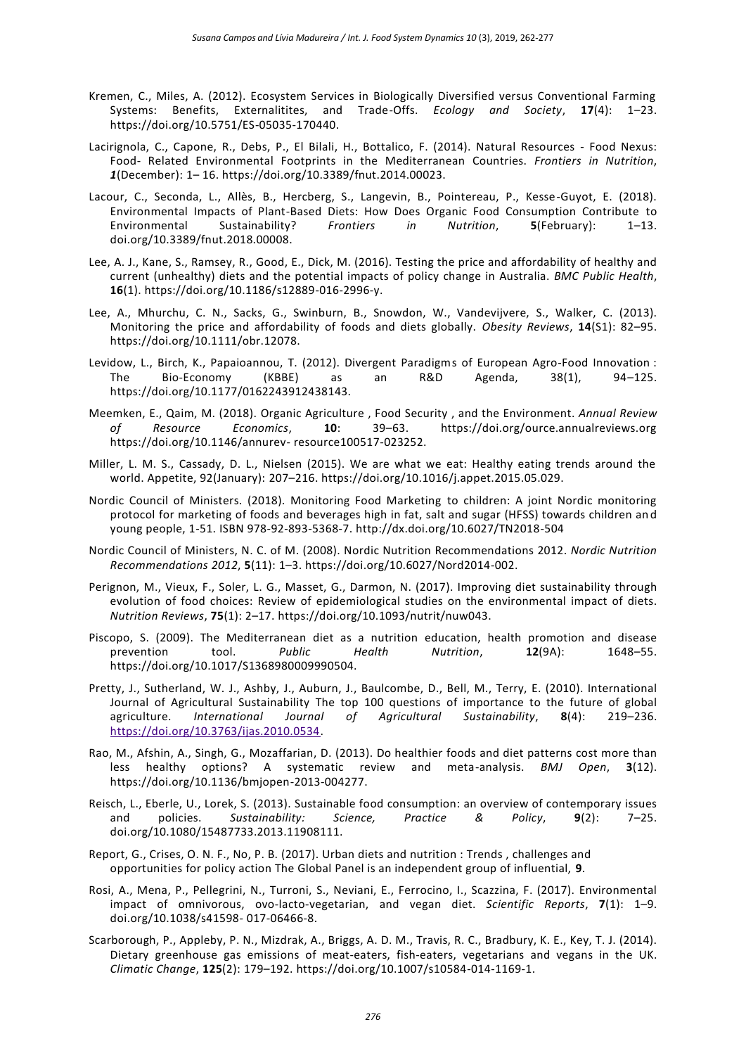Kremen, C., Miles, A. (2012). Ecosystem Services in Biologically Diversified versus Conventional Farming Systems: Benefits, Externalitites, and Trade-Offs. *Ecology and Society*, **17**(4): 1–23. https://doi.org/10.5751/ES-05035-170440.

Lacirignola, C., Capone, R., Debs, P., El Bilali, H., Bottalico, F. (2014). Natural Resources - Food Nexus: Food- Related Environmental Footprints in the Mediterranean Countries. *Frontiers in Nutrition*, ***1***(December): 1– 16. https://doi.org/10.3389/fnut.2014.00023.

Lacour, C., Seconda, L., Allès, B., Hercberg, S., Langevin, B., Pointereau, P., Kesse-Guyot, E. (2018). Environmental Impacts of Plant-Based Diets: How Does Organic Food Consumption Contribute to Environmental Sustainability? *Frontiers in Nutrition*, **5**(February): 1–13. doi.org/10.3389/fnut.2018.00008.

Lee, A. J., Kane, S., Ramsey, R., Good, E., Dick, M. (2016). Testing the price and affordability of healthy and current (unhealthy) diets and the potential impacts of policy change in Australia. *BMC Public Health*, **16**(1). https://doi.org/10.1186/s12889-016-2996-y.

Lee, A., Mhurchu, C. N., Sacks, G., Swinburn, B., Snowdon, W., Vandevijvere, S., Walker, C. (2013). Monitoring the price and affordability of foods and diets globally. *Obesity Reviews*, **14**(S1): 82–95. https://doi.org/10.1111/obr.12078.

Levidow, L., Birch, K., Papaioannou, T. (2012). Divergent Paradigms of European Agro-Food Innovation : The Bio-Economy (KBBE) as an R&D Agenda, 38(1), 94–125. https://doi.org/10.1177/0162243912438143.

Meemken, E., Qaim, M. (2018). Organic Agriculture , Food Security , and the Environment. *Annual Review of Resource Economics*, **10**: 39–63. https://doi.org/ource.annualreviews.org https://doi.org/10.1146/annurev- resource100517-023252.

Miller, L. M. S., Cassady, D. L., Nielsen (2015). We are what we eat: Healthy eating trends around the world. Appetite, 92(January): 207–216. https://doi.org/10.1016/j.appet.2015.05.029.

Nordic Council of Ministers. (2018). Monitoring Food Marketing to children: A joint Nordic monitoring protocol for marketing of foods and beverages high in fat, salt and sugar (HFSS) towards children and young people, 1-51. ISBN 978-92-893-5368-7. http://dx.doi.org/10.6027/TN2018-504

Nordic Council of Ministers, N. C. of M. (2008). Nordic Nutrition Recommendations 2012. *Nordic Nutrition Recommendations 2012*, **5**(11): 1–3. https://doi.org/10.6027/Nord2014-002.

Perignon, M., Vieux, F., Soler, L. G., Masset, G., Darmon, N. (2017). Improving diet sustainability through evolution of food choices: Review of epidemiological studies on the environmental impact of diets. *Nutrition Reviews*, **75**(1): 2–17. https://doi.org/10.1093/nutrit/nuw043.

Piscopo, S. (2009). The Mediterranean diet as a nutrition education, health promotion and disease prevention tool. *Public Health Nutrition*, **12**(9A): 1648–55. https://doi.org/10.1017/S1368980009990504.

Pretty, J., Sutherland, W. J., Ashby, J., Auburn, J., Baulcombe, D., Bell, M., Terry, E. (2010). International Journal of Agricultural Sustainability The top 100 questions of importance to the future of global agriculture. *International Journal of Agricultural Sustainability*, **8**(4): 219–236. https://doi.org/10.3763/ijas.2010.0534.

Rao, M., Afshin, A., Singh, G., Mozaffarian, D. (2013). Do healthier foods and diet patterns cost more than less healthy options? A systematic review and meta-analysis. *BMJ Open*, **3**(12). https://doi.org/10.1136/bmjopen-2013-004277.

Reisch, L., Eberle, U., Lorek, S. (2013). Sustainable food consumption: an overview of contemporary issues and policies. *Sustainability: Science, Practice & Policy*, **9**(2): 7–25. doi.org/10.1080/15487733.2013.11908111.

Report, G., Crises, O. N. F., No, P. B. (2017). Urban diets and nutrition : Trends , challenges and opportunities for policy action The Global Panel is an independent group of influential, **9**.

Rosi, A., Mena, P., Pellegrini, N., Turroni, S., Neviani, E., Ferrocino, I., Scazzina, F. (2017). Environmental impact of omnivorous, ovo-lacto-vegetarian, and vegan diet. *Scientific Reports*, **7**(1): 1–9. doi.org/10.1038/s41598- 017-06466-8.

Scarborough, P., Appleby, P. N., Mizdrak, A., Briggs, A. D. M., Travis, R. C., Bradbury, K. E., Key, T. J. (2014). Dietary greenhouse gas emissions of meat-eaters, fish-eaters, vegetarians and vegans in the UK. *Climatic Change*, **125**(2): 179–192. https://doi.org/10.1007/s10584-014-1169-1.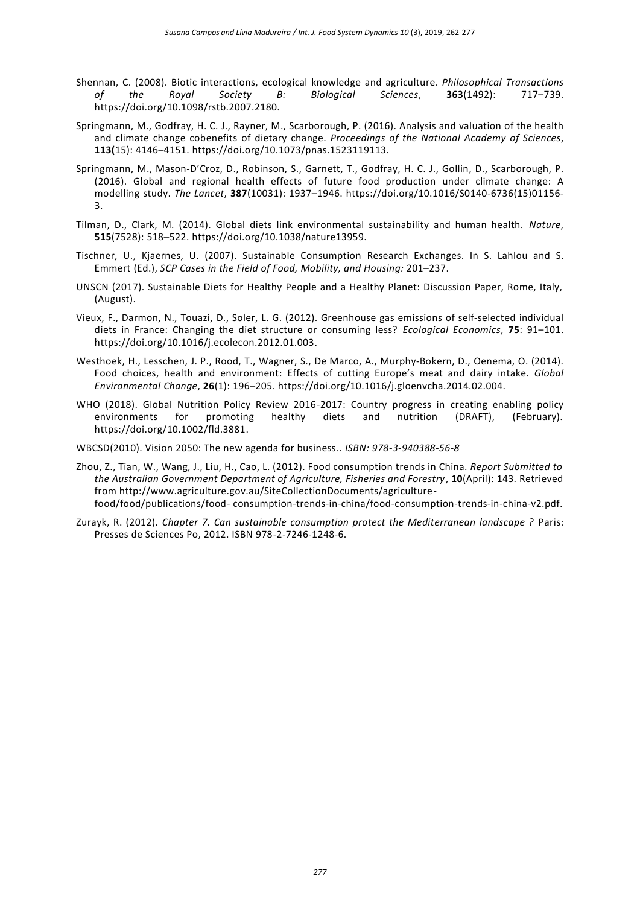Shennan, C. (2008). Biotic interactions, ecological knowledge and agriculture. *Philosophical Transactions of the Royal Society B: Biological Sciences*, **363**(1492): 717–739. https://doi.org/10.1098/rstb.2007.2180.

Springmann, M., Godfray, H. C. J., Rayner, M., Scarborough, P. (2016). Analysis and valuation of the health and climate change cobenefits of dietary change. *Proceedings of the National Academy of Sciences*, **113(**15): 4146–4151. https://doi.org/10.1073/pnas.1523119113.

Springmann, M., Mason-D'Croz, D., Robinson, S., Garnett, T., Godfray, H. C. J., Gollin, D., Scarborough, P. (2016). Global and regional health effects of future food production under climate change: A modelling study. *The Lancet*, **387**(10031): 1937–1946. https://doi.org/10.1016/S0140-6736(15)01156-3.

Tilman, D., Clark, M. (2014). Global diets link environmental sustainability and human health. *Nature*, **515**(7528): 518–522. https://doi.org/10.1038/nature13959.

Tischner, U., Kjaernes, U. (2007). Sustainable Consumption Research Exchanges. In S. Lahlou and S. Emmert (Ed.), *SCP Cases in the Field of Food, Mobility, and Housing:* 201–237.

UNSCN (2017). Sustainable Diets for Healthy People and a Healthy Planet: Discussion Paper, Rome, Italy, (August).

Vieux, F., Darmon, N., Touazi, D., Soler, L. G. (2012). Greenhouse gas emissions of self-selected individual diets in France: Changing the diet structure or consuming less? *Ecological Economics*, **75**: 91–101. https://doi.org/10.1016/j.ecolecon.2012.01.003.

Westhoek, H., Lesschen, J. P., Rood, T., Wagner, S., De Marco, A., Murphy-Bokern, D., Oenema, O. (2014). Food choices, health and environment: Effects of cutting Europe's meat and dairy intake. *Global Environmental Change*, **26**(1): 196–205. https://doi.org/10.1016/j.gloenvcha.2014.02.004.

WHO (2018). Global Nutrition Policy Review 2016-2017: Country progress in creating enabling policy environments for promoting healthy diets and nutrition (DRAFT), (February). https://doi.org/10.1002/fld.3881.

WBCSD(2010). Vision 2050: The new agenda for business.. *ISBN: 978-3-940388-56-8*

Zhou, Z., Tian, W., Wang, J., Liu, H., Cao, L. (2012). Food consumption trends in China. *Report Submitted to the Australian Government Department of Agriculture, Fisheries and Forestry*, **10**(April): 143. Retrieved from http://www.agriculture.gov.au/SiteCollectionDocuments/agriculture-food/food/publications/food- consumption-trends-in-china/food-consumption-trends-in-china-v2.pdf.

Zurayk, R. (2012). *Chapter 7. Can sustainable consumption protect the Mediterranean landscape ?* Paris: Presses de Sciences Po, 2012. ISBN 978-2-7246-1248-6.